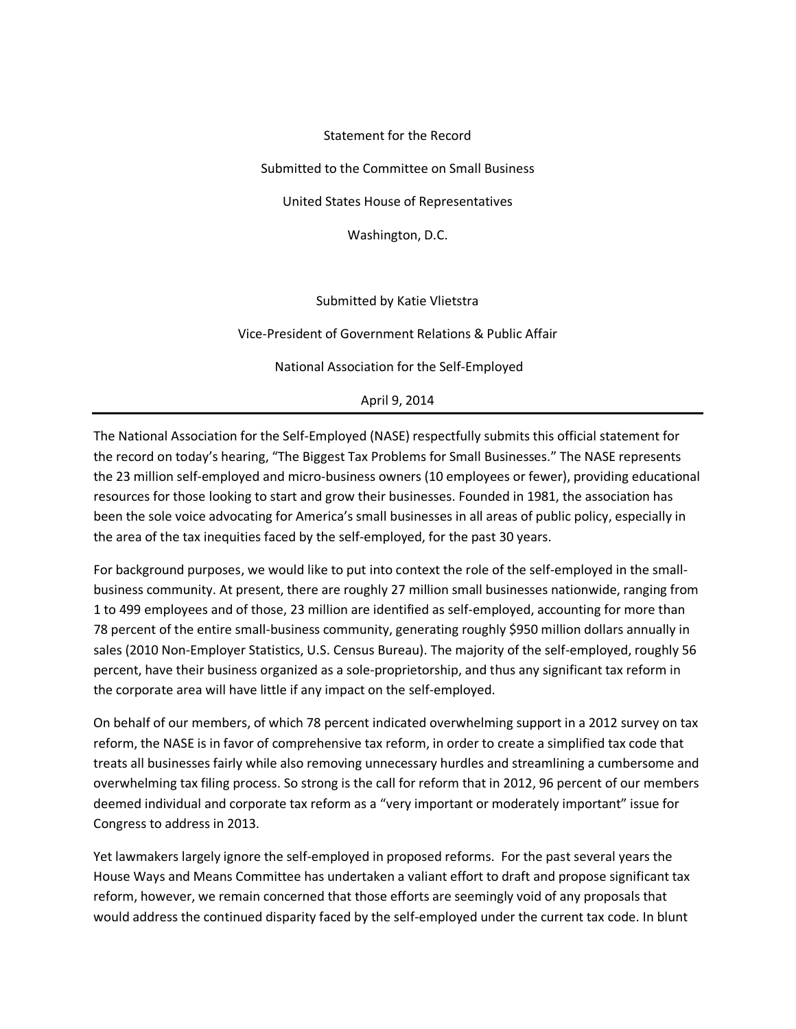Statement for the Record

Submitted to the Committee on Small Business

United States House of Representatives

Washington, D.C.

Submitted by Katie Vlietstra

Vice-President of Government Relations & Public Affair

National Association for the Self-Employed

April 9, 2014

---

The National Association for the Self-Employed (NASE) respectfully submits this official statement for the record on today's hearing, "The Biggest Tax Problems for Small Businesses." The NASE represents the 23 million self-employed and micro-business owners (10 employees or fewer), providing educational resources for those looking to start and grow their businesses. Founded in 1981, the association has been the sole voice advocating for America's small businesses in all areas of public policy, especially in the area of the tax inequities faced by the self-employed, for the past 30 years.

For background purposes, we would like to put into context the role of the self-employed in the small-business community. At present, there are roughly 27 million small businesses nationwide, ranging from 1 to 499 employees and of those, 23 million are identified as self-employed, accounting for more than 78 percent of the entire small-business community, generating roughly $950 million dollars annually in sales (2010 Non-Employer Statistics, U.S. Census Bureau). The majority of the self-employed, roughly 56 percent, have their business organized as a sole-proprietorship, and thus any significant tax reform in the corporate area will have little if any impact on the self-employed.

On behalf of our members, of which 78 percent indicated overwhelming support in a 2012 survey on tax reform, the NASE is in favor of comprehensive tax reform, in order to create a simplified tax code that treats all businesses fairly while also removing unnecessary hurdles and streamlining a cumbersome and overwhelming tax filing process. So strong is the call for reform that in 2012, 96 percent of our members deemed individual and corporate tax reform as a "very important or moderately important" issue for Congress to address in 2013.

Yet lawmakers largely ignore the self-employed in proposed reforms. For the past several years the House Ways and Means Committee has undertaken a valiant effort to draft and propose significant tax reform, however, we remain concerned that those efforts are seemingly void of any proposals that would address the continued disparity faced by the self-employed under the current tax code. In blunt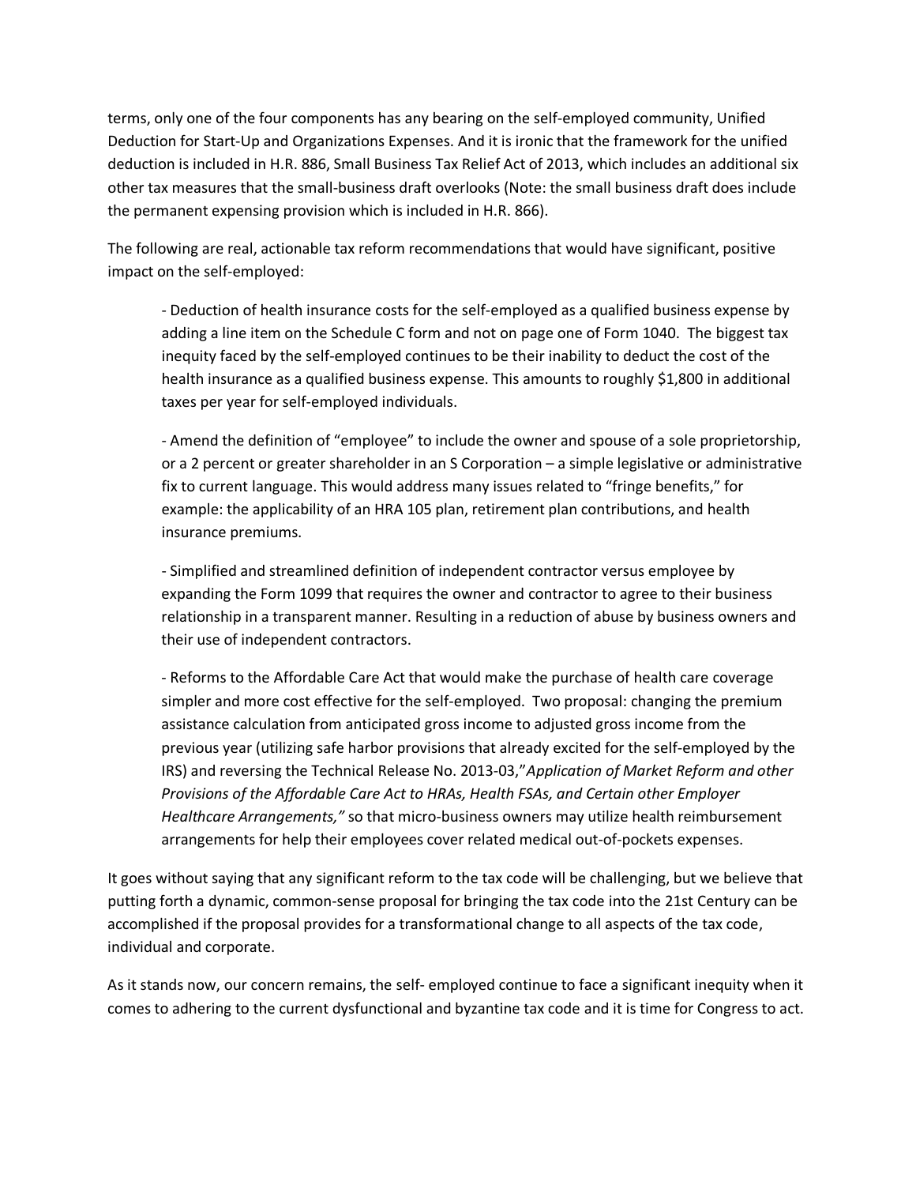terms, only one of the four components has any bearing on the self-employed community, Unified Deduction for Start-Up and Organizations Expenses. And it is ironic that the framework for the unified deduction is included in H.R. 886, Small Business Tax Relief Act of 2013, which includes an additional six other tax measures that the small-business draft overlooks (Note: the small business draft does include the permanent expensing provision which is included in H.R. 866).

The following are real, actionable tax reform recommendations that would have significant, positive impact on the self-employed:

- Deduction of health insurance costs for the self-employed as a qualified business expense by adding a line item on the Schedule C form and not on page one of Form 1040. The biggest tax inequity faced by the self-employed continues to be their inability to deduct the cost of the health insurance as a qualified business expense. This amounts to roughly $1,800 in additional taxes per year for self-employed individuals.

- Amend the definition of "employee" to include the owner and spouse of a sole proprietorship, or a 2 percent or greater shareholder in an S Corporation – a simple legislative or administrative fix to current language. This would address many issues related to "fringe benefits," for example: the applicability of an HRA 105 plan, retirement plan contributions, and health insurance premiums.

- Simplified and streamlined definition of independent contractor versus employee by expanding the Form 1099 that requires the owner and contractor to agree to their business relationship in a transparent manner. Resulting in a reduction of abuse by business owners and their use of independent contractors.

- Reforms to the Affordable Care Act that would make the purchase of health care coverage simpler and more cost effective for the self-employed. Two proposal: changing the premium assistance calculation from anticipated gross income to adjusted gross income from the previous year (utilizing safe harbor provisions that already excited for the self-employed by the IRS) and reversing the Technical Release No. 2013-03,"*Application of Market Reform and other Provisions of the Affordable Care Act to HRAs, Health FSAs, and Certain other Employer Healthcare Arrangements,"* so that micro-business owners may utilize health reimbursement arrangements for help their employees cover related medical out-of-pockets expenses.

It goes without saying that any significant reform to the tax code will be challenging, but we believe that putting forth a dynamic, common-sense proposal for bringing the tax code into the 21st Century can be accomplished if the proposal provides for a transformational change to all aspects of the tax code, individual and corporate.

As it stands now, our concern remains, the self- employed continue to face a significant inequity when it comes to adhering to the current dysfunctional and byzantine tax code and it is time for Congress to act.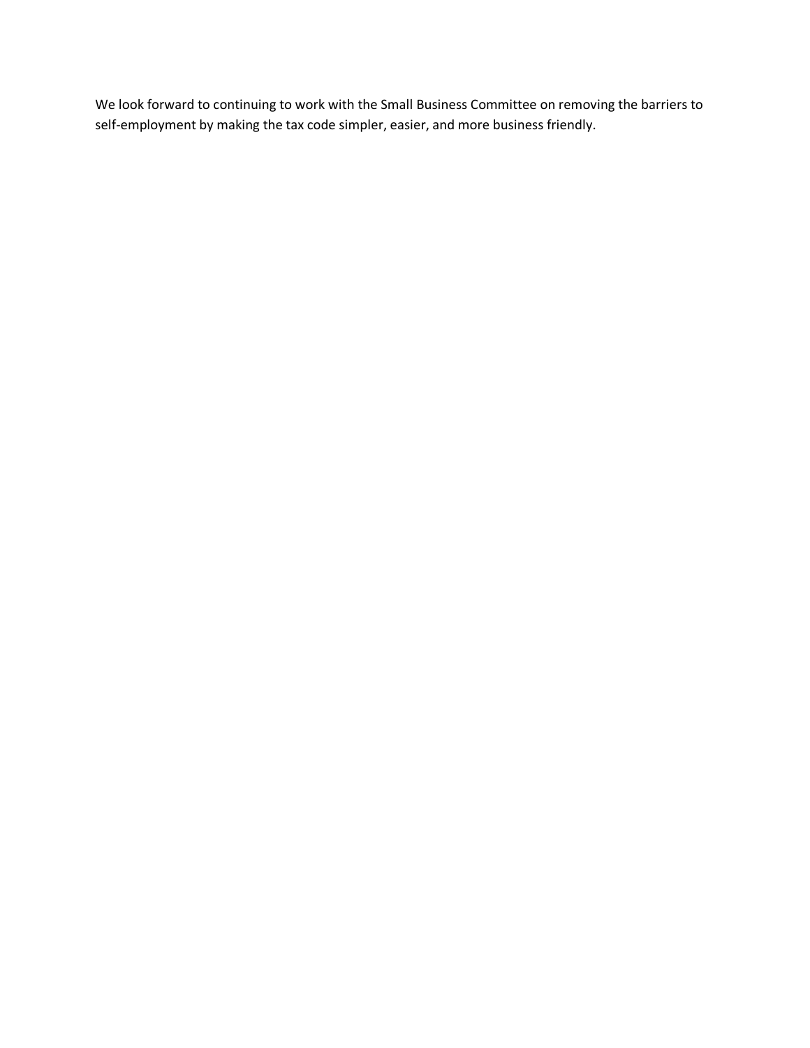We look forward to continuing to work with the Small Business Committee on removing the barriers to self-employment by making the tax code simpler, easier, and more business friendly.